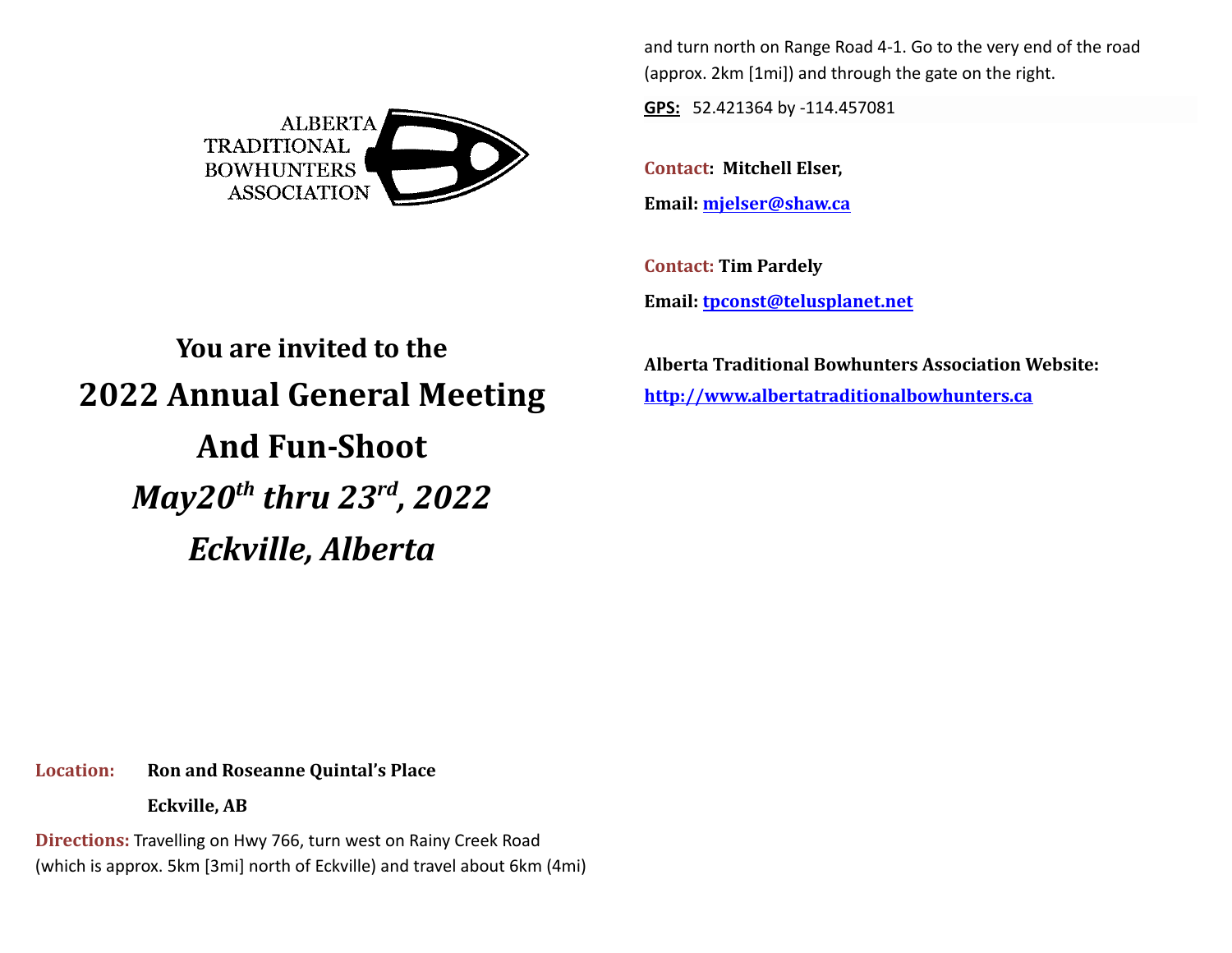ALBERTA TRADITIONAL BOWHUNTERS ASSOCIATION

## You are invited to the

# 2022 Annual General Meeting

# And Fun-Shoot

## *May20th thru 23rd, 2022*

## *Eckville, Alberta*

**Location:** **Ron and Roseanne Quintal's Place**

**Eckville, AB**

**Directions:** Travelling on Hwy 766, turn west on Rainy Creek Road (which is approx. 5km [3mi] north of Eckville) and travel about 6km (4mi) and turn north on Range Road 4-1. Go to the very end of the road (approx. 2km [1mi]) and through the gate on the right.

**GPS:** 52.421364 by -114.457081

**Contact: Mitchell Elser,**

**Email: mjelser@shaw.ca**

**Contact: Tim Pardely**

**Email: tpconst@telusplanet.net**

**Alberta Traditional Bowhunters Association Website:**

**http://www.albertatraditionalbowhunters.ca**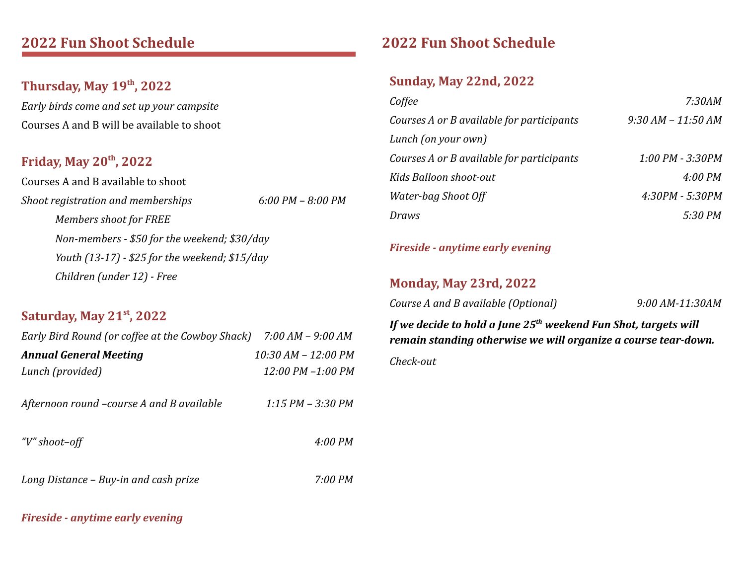## 2022 Fun Shoot Schedule

### Thursday, May 19th, 2022

*Early birds come and set up your campsite*

Courses A and B will be available to shoot

### Friday, May 20th, 2022

Courses A and B available to shoot

*Shoot registration and memberships* — *6:00 PM – 8:00 PM*

- *Members shoot for FREE*
- *Non-members - $50 for the weekend; $30/day*
- *Youth (13-17) - $25 for the weekend; $15/day*
- *Children (under 12) - Free*

### Saturday, May 21st, 2022

*Early Bird Round (or coffee at the Cowboy Shack)* — *7:00 AM – 9:00 AM*

***Annual General Meeting*** — *10:30 AM – 12:00 PM*

*Lunch (provided)* — *12:00 PM –1:00 PM*

*Afternoon round –course A and B available* — *1:15 PM – 3:30 PM*

*"V" shoot–off* — *4:00 PM*

*Long Distance – Buy-in and cash prize* — *7:00 PM*

***Fireside - anytime early evening***

## 2022 Fun Shoot Schedule

### Sunday, May 22nd, 2022

*Coffee* — *7:30AM*

*Courses A or B available for participants* — *9:30 AM – 11:50 AM*

*Lunch (on your own)*

*Courses A or B available for participants* — *1:00 PM - 3:30PM*

*Kids Balloon shoot-out* — *4:00 PM*

*Water-bag Shoot Off* — *4:30PM - 5:30PM*

*Draws* — *5:30 PM*

***Fireside - anytime early evening***

### Monday, May 23rd, 2022

*Course A and B available (Optional)* — *9:00 AM-11:30AM*

***If we decide to hold a June 25th weekend Fun Shot, targets will remain standing otherwise we will organize a course tear-down.***

*Check-out*